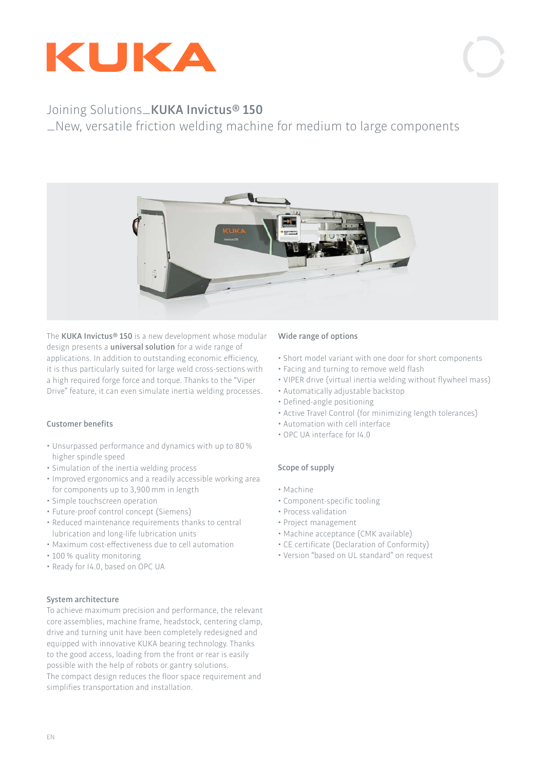# Joining Solutions_**KUKA Invictus® 150**

## _New, versatile friction welding machine for medium to large components

The **KUKA Invictus® 150** is a new development whose modular design presents a **universal solution** for a wide range of applications. In addition to outstanding economic efficiency, it is thus particularly suited for large weld cross-sections with a high required forge force and torque. Thanks to the "Viper Drive" feature, it can even simulate inertia welding processes.

### Customer benefits

- Unsurpassed performance and dynamics with up to 80 % higher spindle speed
- Simulation of the inertia welding process
- Improved ergonomics and a readily accessible working area for components up to 3,900 mm in length
- Simple touchscreen operation
- Future-proof control concept (Siemens)
- Reduced maintenance requirements thanks to central lubrication and long-life lubrication units
- Maximum cost-effectiveness due to cell automation
- 100 % quality monitoring
- Ready for I4.0, based on OPC UA

### System architecture

To achieve maximum precision and performance, the relevant core assemblies, machine frame, headstock, centering clamp, drive and turning unit have been completely redesigned and equipped with innovative KUKA bearing technology. Thanks to the good access, loading from the front or rear is easily possible with the help of robots or gantry solutions.
The compact design reduces the floor space requirement and simplifies transportation and installation.

### Wide range of options

- Short model variant with one door for short components
- Facing and turning to remove weld flash
- VIPER drive (virtual inertia welding without flywheel mass)
- Automatically adjustable backstop
- Defined-angle positioning
- Active Travel Control (for minimizing length tolerances)
- Automation with cell interface
- OPC UA interface for I4.0

### Scope of supply

- Machine
- Component-specific tooling
- Process validation
- Project management
- Machine acceptance (CMK available)
- CE certificate (Declaration of Conformity)
- Version "based on UL standard" on request

EN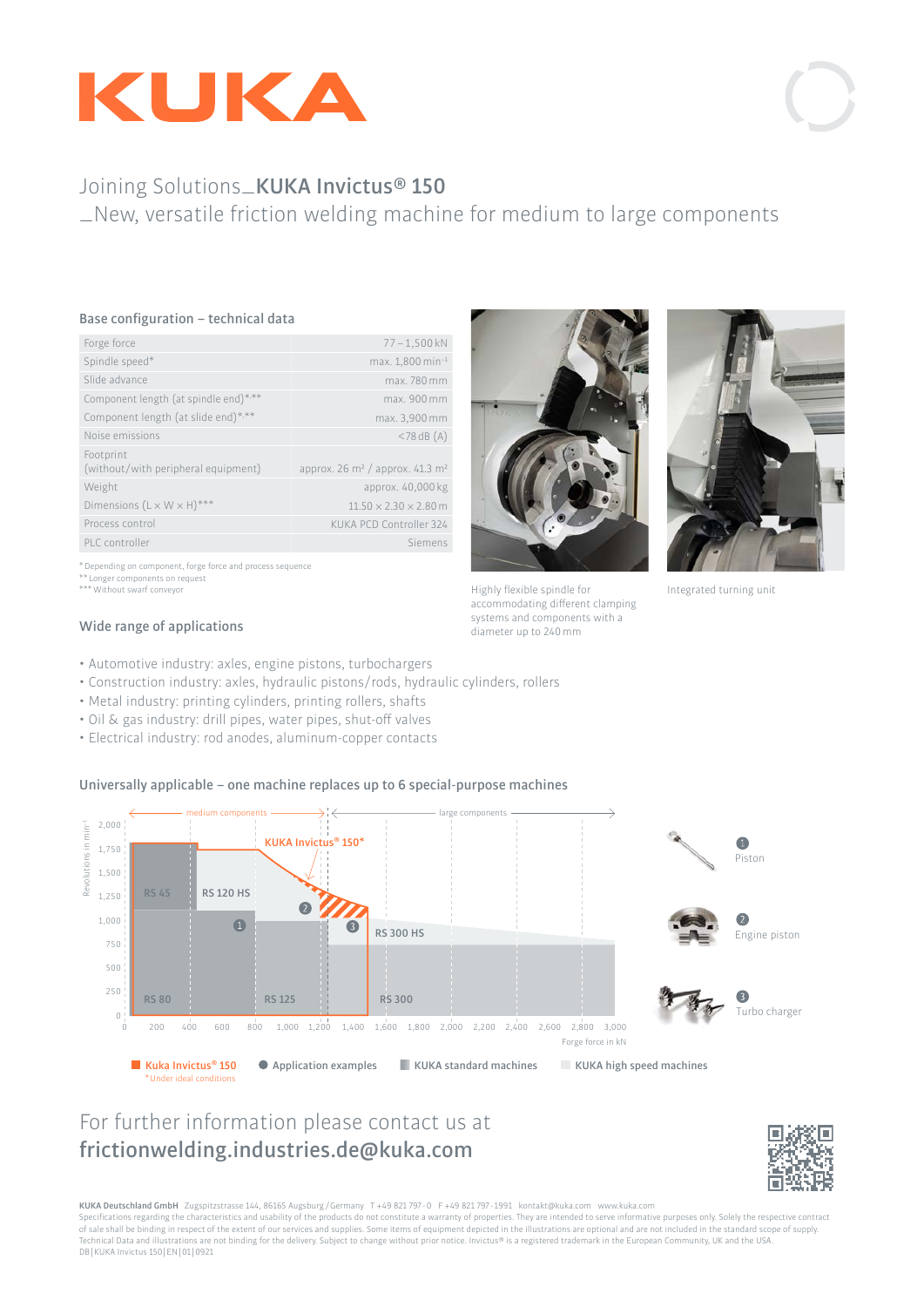# KUKA

Joining Solutions_**KUKA Invictus® 150**

_New, versatile friction welding machine for medium to large components

## Base configuration – technical data

| | |
|---|---|
| Forge force | 77 – 1,500 kN |
| Spindle speed* | max. 1,800 min⁻¹ |
| Slide advance | max. 780 mm |
| Component length (at spindle end)*,** | max. 900 mm |
| Component length (at slide end)*,** | max. 3,900 mm |
| Noise emissions | <78 dB (A) |
| Footprint (without/with peripheral equipment) | approx. 26 m² / approx. 41.3 m² |
| Weight | approx. 40,000 kg |
| Dimensions (L × W × H)*** | 11.50 × 2.30 × 2.80 m |
| Process control | KUKA PCD Controller 324 |
| PLC controller | Siemens |

* Depending on component, forge force and process sequence
** Longer components on request
*** Without swarf conveyor

Highly flexible spindle for accommodating different clamping systems and components with a diameter up to 240 mm

Integrated turning unit

## Wide range of applications

- Automotive industry: axles, engine pistons, turbochargers
- Construction industry: axles, hydraulic pistons/rods, hydraulic cylinders, rollers
- Metal industry: printing cylinders, printing rollers, shafts
- Oil & gas industry: drill pipes, water pipes, shut-off valves
- Electrical industry: rod anodes, aluminum-copper contacts

## Universally applicable – one machine replaces up to 6 special-purpose machines

medium components
large components
Revolutions in min⁻¹
2,000
1,750
1,500
1,250
1,000
750
500
250
0
KUKA Invictus® 150*
RS 45
RS 120 HS
RS 300 HS
RS 80
RS 125
RS 300
1
2
3
0 200 400 600 800 1,000 1,200 1,400 1,600 1,800 2,000 2,200 2,400 2,600 2,800 3,000
Forge force in kN

1 Piston
2 Engine piston
3 Turbo charger

Kuka Invictus® 150 (*Under ideal conditions)   Application examples   KUKA standard machines   KUKA high speed machines

For further information please contact us at
**frictionwelding.industries.de@kuka.com**

**KUKA Deutschland GmbH** Zugspitzstrasse 144, 86165 Augsburg / Germany T +49 821 797-0 F +49 821 797-1991 kontakt@kuka.com www.kuka.com
Specifications regarding the characteristics and usability of the products do not constitute a warranty of properties. They are intended to serve informative purposes only. Solely the respective contract of sale shall be binding in respect of the extent of our services and supplies. Some items of equipment depicted in the illustrations are optional and are not included in the standard scope of supply. Technical Data and illustrations are not binding for the delivery. Subject to change without prior notice. Invictus® is a registered trademark in the European Community, UK and the USA.
DB | KUKA Invictus 150 | EN | 01 | 0921